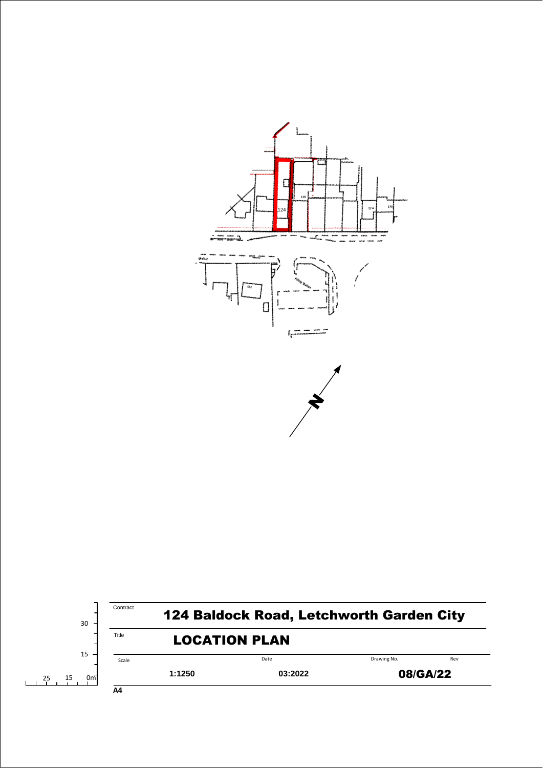Contract

# 124 Baldock Road, Letchworth Garden City

Title

## LOCATION PLAN

| Scale | Date | Drawing No. | Rev |
|---|---|---|---|
| 1:1250 | 03:2022 | 08/GA/22 | |

A4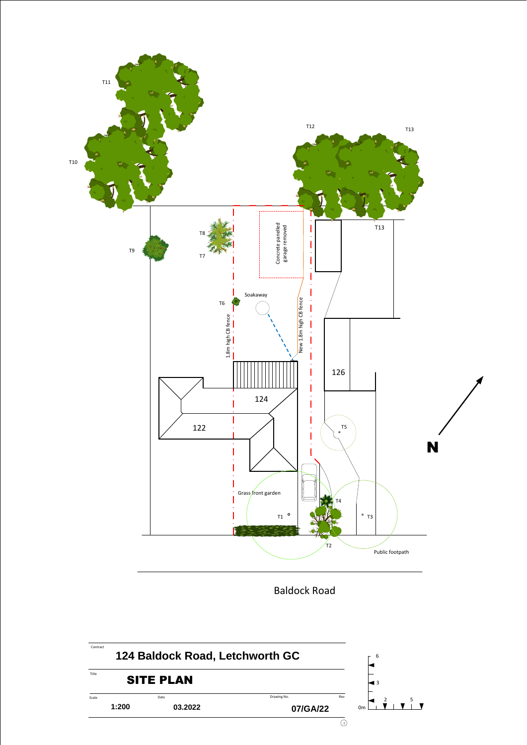T11

T10

T12

T13

T13

T8

T9

T7

Concrete panelled garage removed

Soakaway

T6

1.8m high CB fence

New 1.8m high CB fence

126

124

122

T5

Grass front garden

T4

T1

T3

T2

Public footpath

N

Baldock Road

| Contract | | | |
|---|---|---|---|
| **124 Baldock Road, Letchworth GC** | | | |
| Title | | | |
| **SITE PLAN** | | | |
| Scale | Date | Drawing No. | Rev |
| **1:200** | **03.2022** | **07/GA/22** | |

0m 2 3 5 6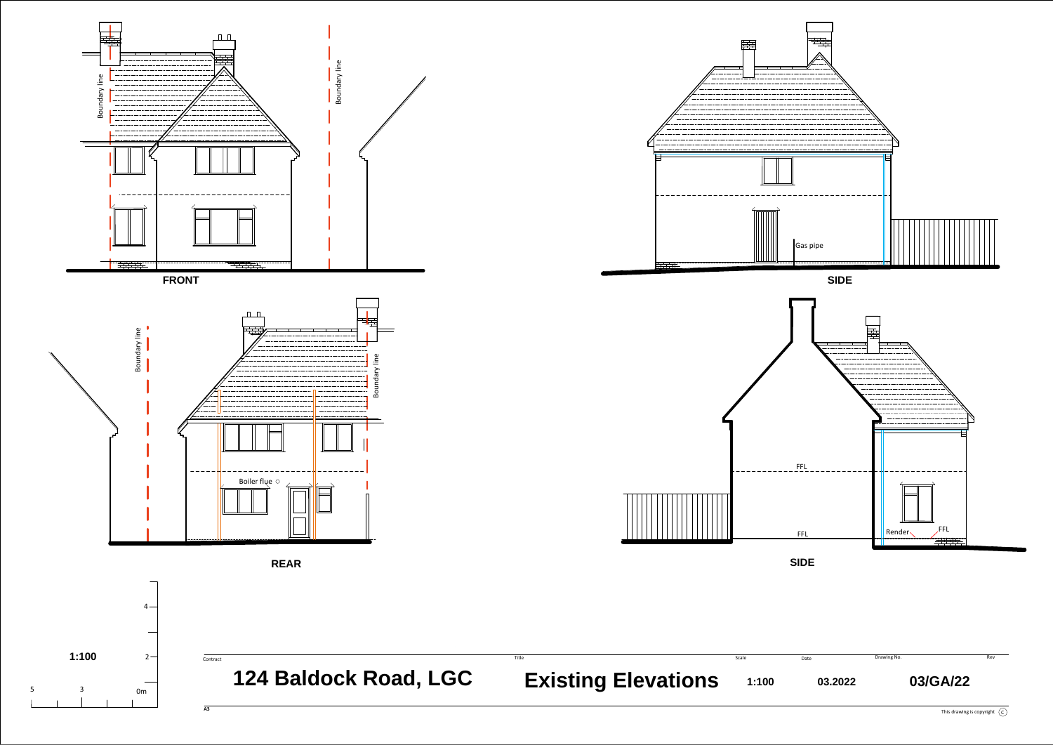Boundary line

Boundary line

FRONT

Gas pipe

SIDE

Boundary line

Boundary line

Boiler flue

REAR

FFL

FFL

Render

FFL

SIDE

1:100

4

2

5 3 0m

| Contract | Title | Scale | Date | Drawing No. | Rev |
|---|---|---|---|---|---|
| 124 Baldock Road, LGC | Existing Elevations | 1:100 | 03.2022 | 03/GA/22 | |

A3

This drawing is copyright ©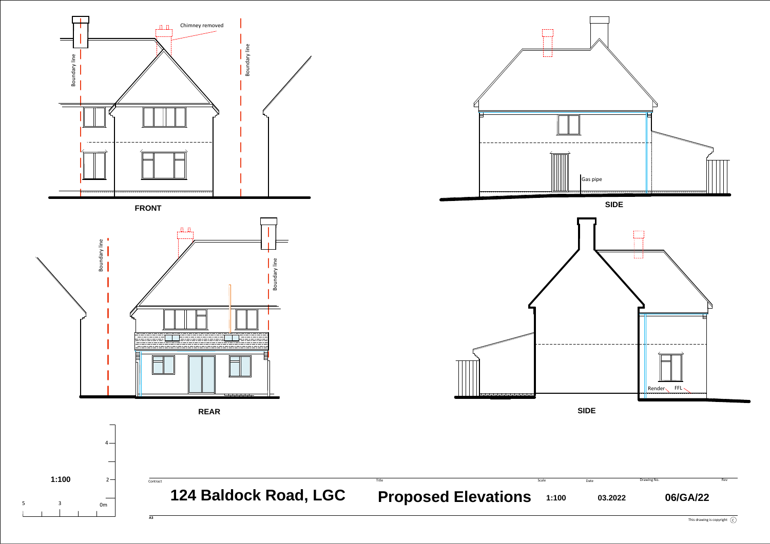Chimney removed

Boundary line

Boundary line

**FRONT**

Gas pipe

**SIDE**

Boundary line

Boundary line

**REAR**

Render

FFL

**SIDE**

**1:100**

4

2

0m

5

3

| Contract | Title | Scale | Date | Drawing No. | Rev |
|---|---|---|---|---|---|
| **124 Baldock Road, LGC** | **Proposed Elevations** | **1:100** | **03.2022** | **06/GA/22** | |

A3

This drawing is copyright ©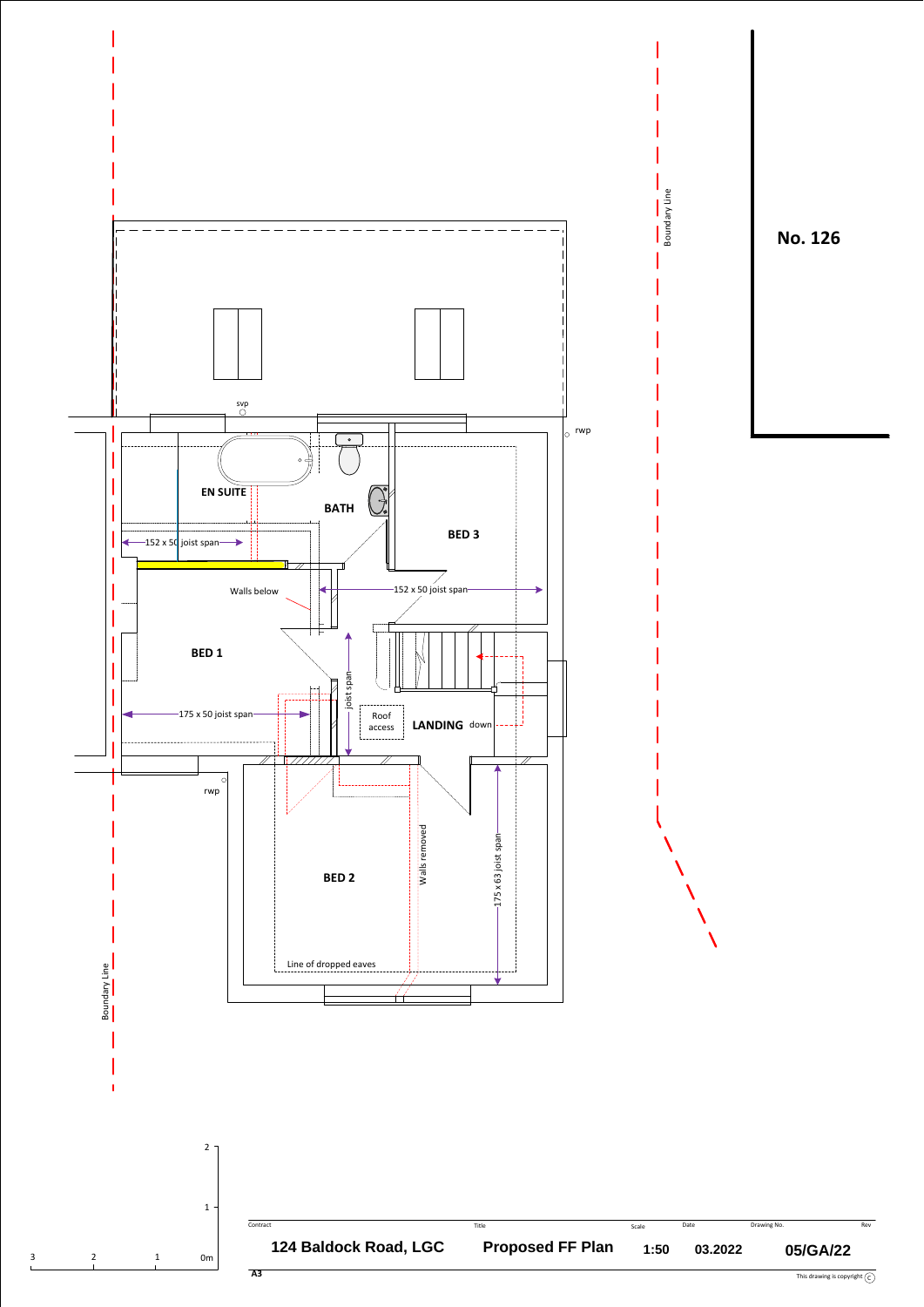Boundary Line

**No. 126**

svp

rwp

EN SUITE

BATH

BED 3

152 x 50 joist span

Walls below

152 x 50 joist span

BED 1

joist span

175 x 50 joist span

Roof access

LANDING

down

rwp

Walls removed

175 x 63 joist span

BED 2

Line of dropped eaves

Boundary Line

2

1

3 2 1 0m

| Contract | Title | Scale | Date | Drawing No. | Rev |
|---|---|---|---|---|---|
| **124 Baldock Road, LGC** | **Proposed FF Plan** | **1:50** | **03.2022** | **05/GA/22** | |

A3

This drawing is copyright ©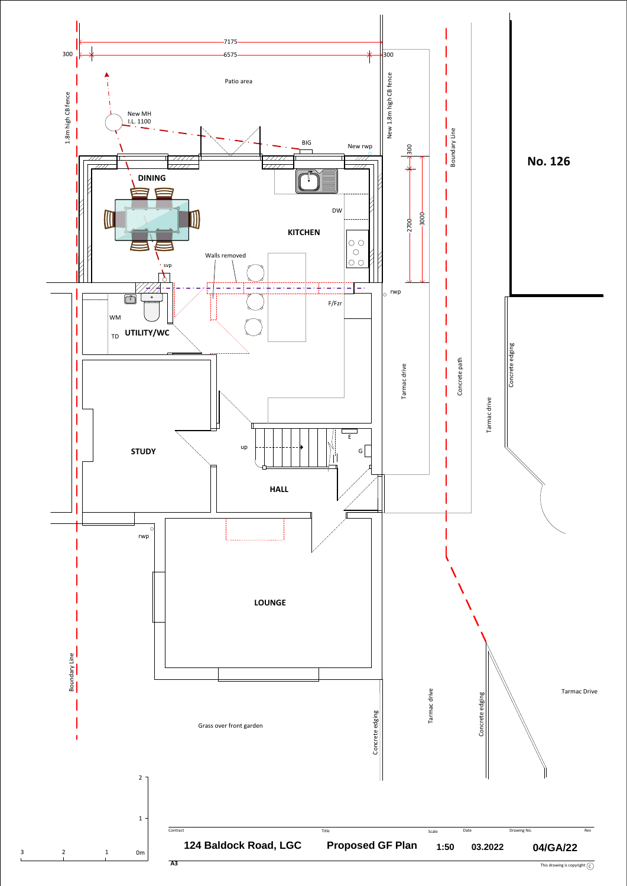7175

300 — 6575 — 300

Patio area

1.8m high CB fence

New MH
I.L. 1100

BIG

New rwp

New 1.8m high CB fence

Boundary Line

300

2700

3000

**No. 126**

**DINING**

DW

**KITCHEN**

Walls removed

svp

rwp

F/Fzr

WM

TD **UTILITY/WC**

Tarmac drive

Concrete path

Tarmac drive

Concrete edging

**STUDY**

up

E

G

**HALL**

rwp

**LOUNGE**

Boundary Line

Grass over front garden

Concrete edging

Tarmac drive

Concrete edging

Tarmac Drive

2

1

3 2 1 0m

| Contract | Title | Scale | Date | Drawing No. | Rev |
|---|---|---|---|---|---|
| **124 Baldock Road, LGC** | **Proposed GF Plan** | **1:50** | **03.2022** | **04/GA/22** | |

**A3**

This drawing is copyright ©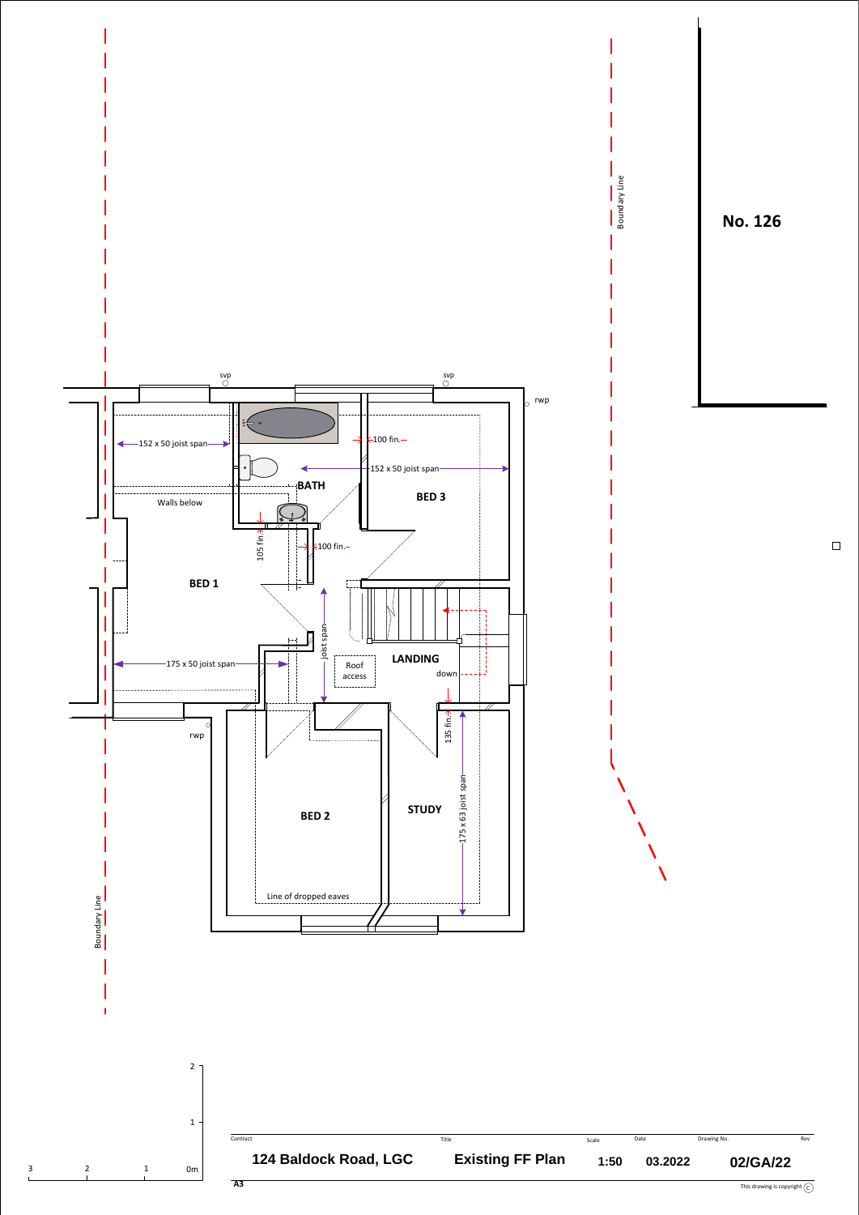No. 126

Boundary Line

svp

svp

rwp

152 x 50 joist span

100 fin.

152 x 50 joist span

BATH

BED 3

Walls below

105 fin.

100 fin.

BED 1

joist span

175 x 50 joist span

Roof access

LANDING

down

rwp

135 fin.

175 x 63 joist span

BED 2

STUDY

Line of dropped eaves

Boundary Line

2

1

3 2 1 0m

| Contract | Title | Scale | Date | Drawing No. | Rev |
|---|---|---|---|---|---|
| 124 Baldock Road, LGC | Existing FF Plan | 1:50 | 03.2022 | 02/GA/22 | |

A3

This drawing is copyright ©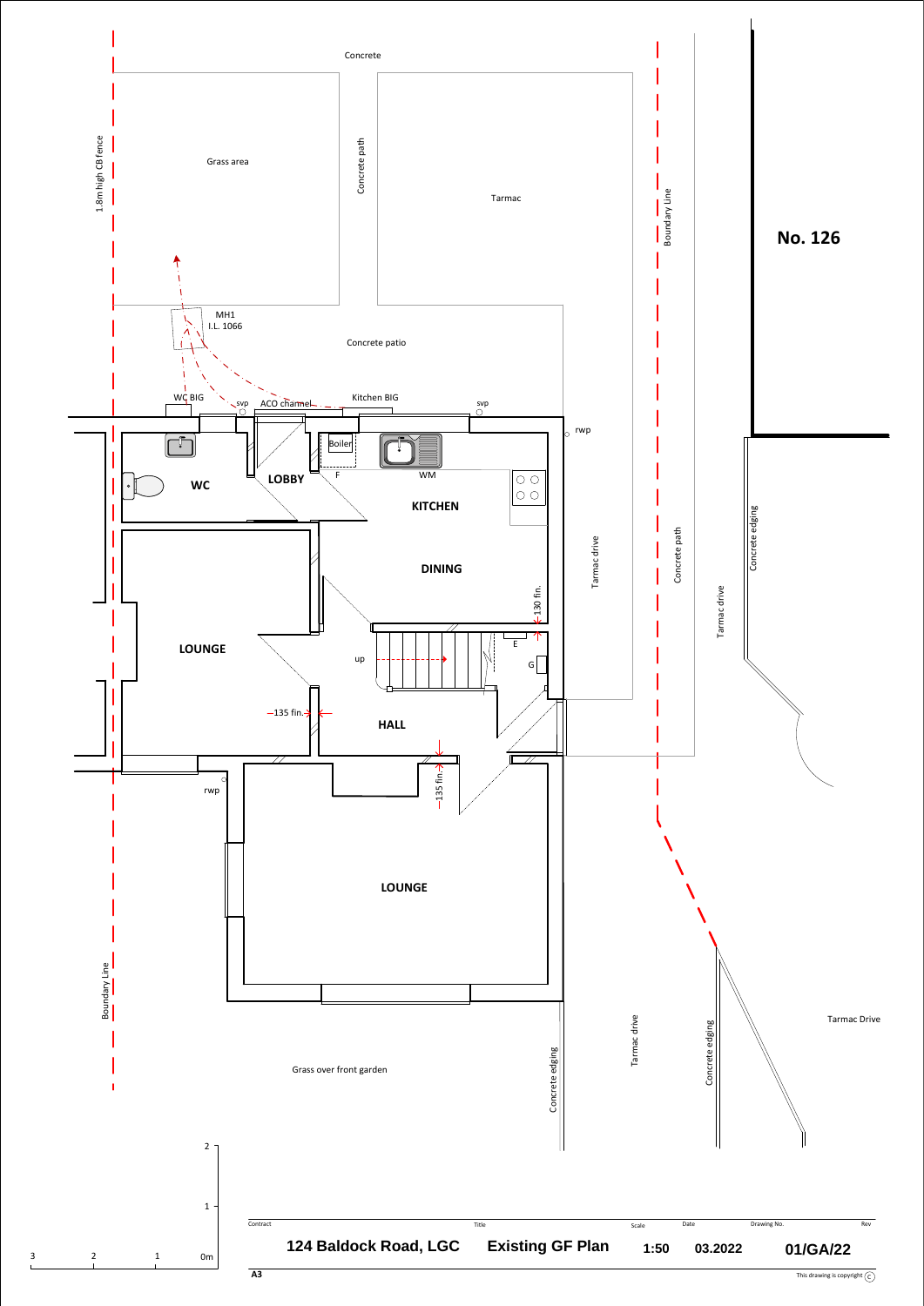Concrete

1.8m high CB fence

Grass area

Concrete path

Tarmac

Boundary Line

No. 126

MH1
I.L. 1066

Concrete patio

WC BIG

svp

ACO channel

Kitchen BIG

svp

rwp

Boiler

F

WM

WC

LOBBY

KITCHEN

DINING

Tarmac drive

Concrete path

Tarmac drive

Concrete edging

130 fin.

E

G

up

LOUNGE

135 fin.

HALL

135 fin.

rwp

LOUNGE

Boundary Line

Grass over front garden

Concrete edging

Tarmac drive

Concrete edging

Tarmac Drive

2

1

3 2 1 0m

| Contract | Title | Scale | Date | Drawing No. | Rev |
|---|---|---|---|---|---|
| 124 Baldock Road, LGC | Existing GF Plan | 1:50 | 03.2022 | 01/GA/22 | |

A3

This drawing is copyright ©